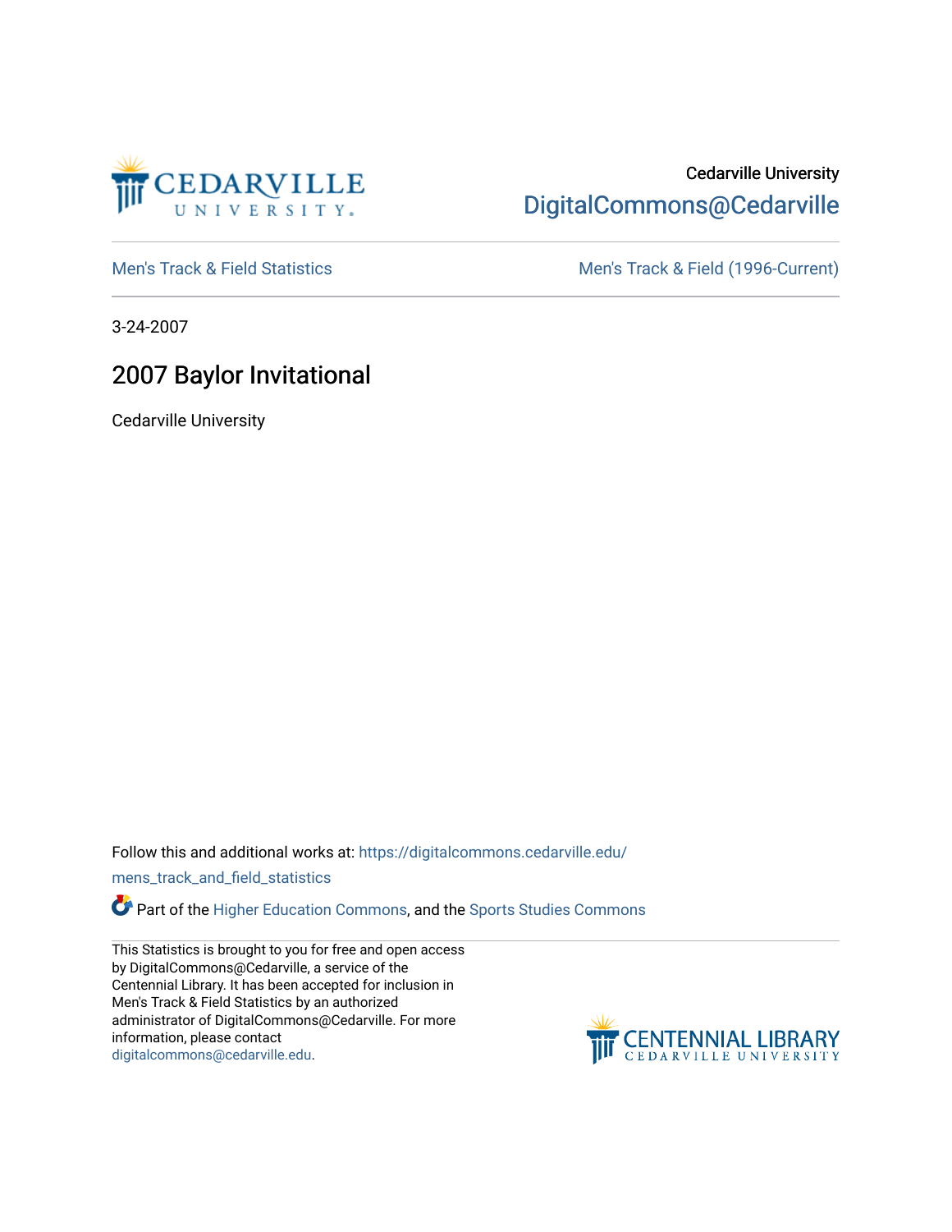Cedarville University

DigitalCommons@Cedarville

Men's Track & Field Statistics

Men's Track & Field (1996-Current)

3-24-2007

# 2007 Baylor Invitational

Cedarville University

Follow this and additional works at: https://digitalcommons.cedarville.edu/mens_track_and_field_statistics

Part of the Higher Education Commons, and the Sports Studies Commons

This Statistics is brought to you for free and open access by DigitalCommons@Cedarville, a service of the Centennial Library. It has been accepted for inclusion in Men's Track & Field Statistics by an authorized administrator of DigitalCommons@Cedarville. For more information, please contact digitalcommons@cedarville.edu.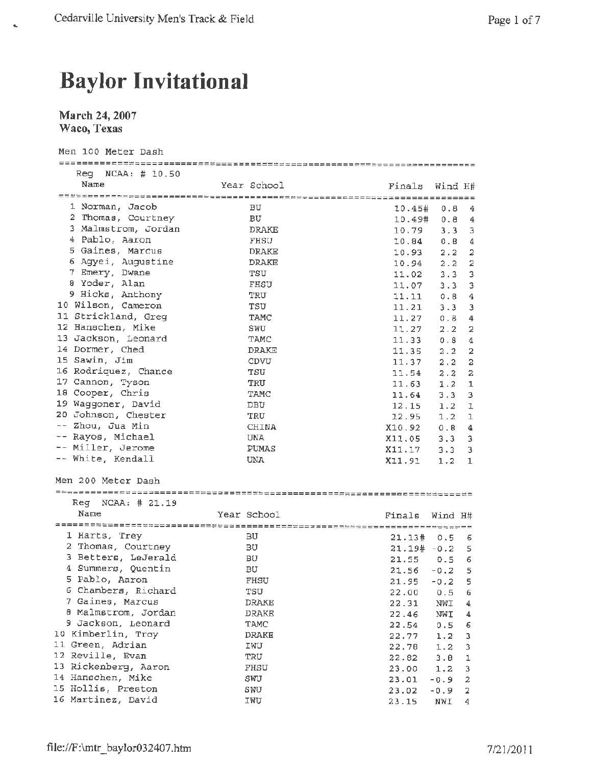# Baylor Invitational

**March 24, 2007**
**Waco, Texas**

Men 100 Meter Dash

Reg NCAA: # 10.50

| | Name | Year | School | Finals | Wind | H# |
|---|---|---|---|---|---|---|
| 1 | Norman, Jacob | | BU | 10.45# | 0.8 | 4 |
| 2 | Thomas, Courtney | | BU | 10.49# | 0.8 | 4 |
| 3 | Malmstrom, Jordan | | DRAKE | 10.79 | 3.3 | 3 |
| 4 | Pablo, Aaron | | FHSU | 10.84 | 0.8 | 4 |
| 5 | Gaines, Marcus | | DRAKE | 10.93 | 2.2 | 2 |
| 6 | Agyei, Augustine | | DRAKE | 10.94 | 2.2 | 2 |
| 7 | Emery, Dwane | | TSU | 11.02 | 3.3 | 3 |
| 8 | Yoder, Alan | | FHSU | 11.07 | 3.3 | 3 |
| 9 | Hicks, Anthony | | TRU | 11.11 | 0.8 | 4 |
| 10 | Wilson, Cameron | | TSU | 11.21 | 3.3 | 3 |
| 11 | Strickland, Greg | | TAMC | 11.27 | 0.8 | 4 |
| 12 | Hanschen, Mike | | SWU | 11.27 | 2.2 | 2 |
| 13 | Jackson, Leonard | | TAMC | 11.33 | 0.8 | 4 |
| 14 | Dormer, Ched | | DRAKE | 11.35 | 2.2 | 2 |
| 15 | Sawin, Jim | | CDVU | 11.37 | 2.2 | 2 |
| 16 | Rodriquez, Chance | | TSU | 11.54 | 2.2 | 2 |
| 17 | Cannon, Tyson | | TRU | 11.63 | 1.2 | 1 |
| 18 | Cooper, Chris | | TAMC | 11.64 | 3.3 | 3 |
| 19 | Waggoner, David | | DBU | 12.15 | 1.2 | 1 |
| 20 | Johnson, Chester | | TRU | 12.95 | 1.2 | 1 |
| -- | Zhou, Jua Min | | CHINA | X10.92 | 0.8 | 4 |
| -- | Rayos, Michael | | UNA | X11.05 | 3.3 | 3 |
| -- | Miller, Jerome | | PUMAS | X11.17 | 3.3 | 3 |
| -- | White, Kendall | | UNA | X11.91 | 1.2 | 1 |

Men 200 Meter Dash

Reg NCAA: # 21.19

| | Name | Year | School | Finals | Wind | H# |
|---|---|---|---|---|---|---|
| 1 | Harts, Trey | | BU | 21.13# | 0.5 | 6 |
| 2 | Thomas, Courtney | | BU | 21.19# | -0.2 | 5 |
| 3 | Betters, LeJerald | | BU | 21.55 | 0.5 | 6 |
| 4 | Summers, Quentin | | BU | 21.56 | -0.2 | 5 |
| 5 | Pablo, Aaron | | FHSU | 21.95 | -0.2 | 5 |
| 6 | Chambers, Richard | | TSU | 22.00 | 0.5 | 6 |
| 7 | Gaines, Marcus | | DRAKE | 22.31 | NWI | 4 |
| 8 | Malmstrom, Jordan | | DRAKE | 22.46 | NWI | 4 |
| 9 | Jackson, Leonard | | TAMC | 22.54 | 0.5 | 6 |
| 10 | Kimberlin, Troy | | DRAKE | 22.77 | 1.2 | 3 |
| 11 | Green, Adrian | | IWU | 22.78 | 1.2 | 3 |
| 12 | Reville, Evan | | TRU | 22.82 | 3.8 | 1 |
| 13 | Rickenberg, Aaron | | FHSU | 23.00 | 1.2 | 3 |
| 14 | Hanschen, Mike | | SWU | 23.01 | -0.9 | 2 |
| 15 | Hollis, Preston | | SWU | 23.02 | -0.9 | 2 |
| 16 | Martinez, David | | IWU | 23.15 | NWI | 4 |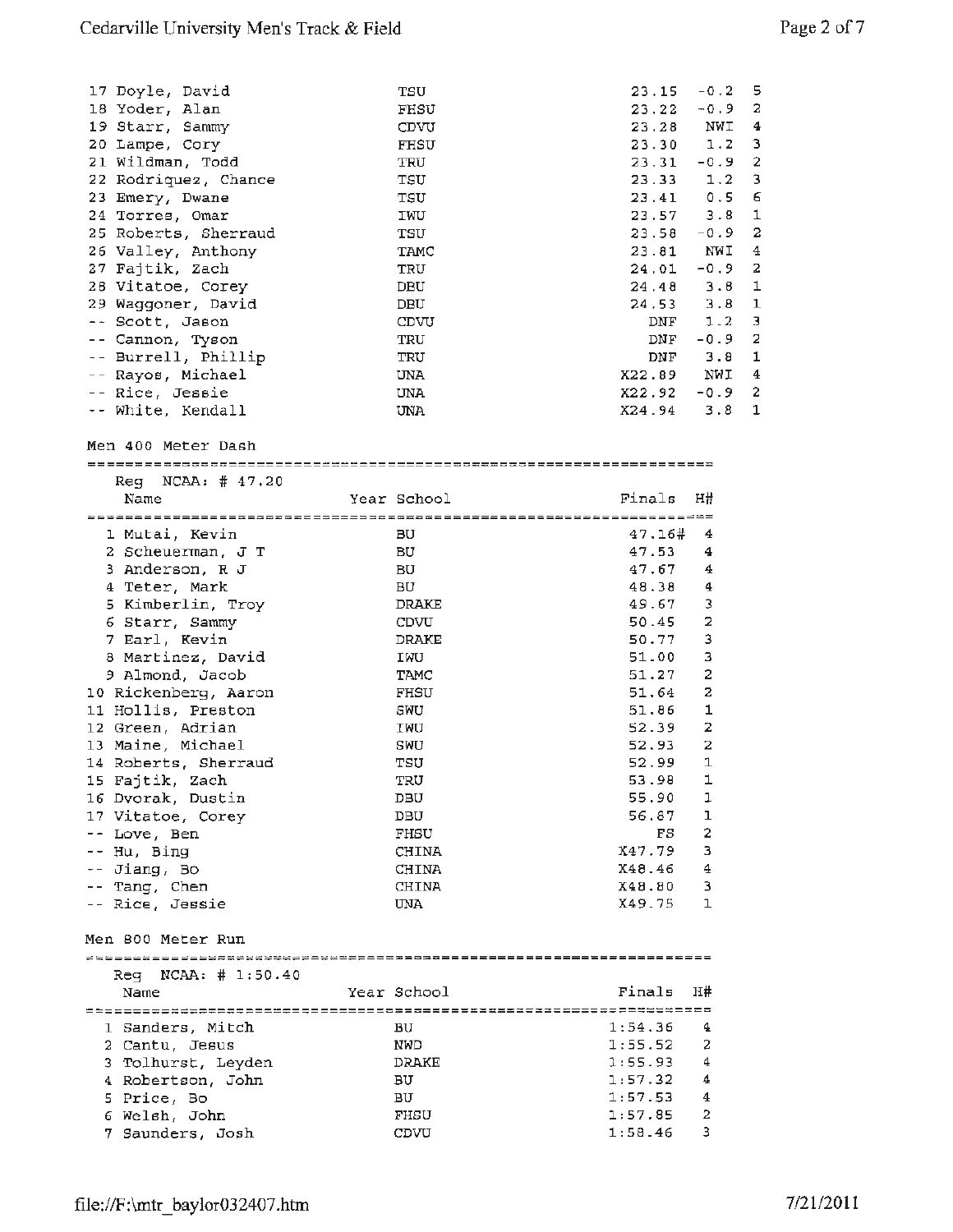| Place | Name | Year | School | Finals | Wind | H# |
|---|---|---|---|---|---|---|
| 17 | Doyle, David | | TSU | 23.15 | -0.2 | 5 |
| 18 | Yoder, Alan | | FHSU | 23.22 | -0.9 | 2 |
| 19 | Starr, Sammy | | CDVU | 23.28 | NWI | 4 |
| 20 | Lampe, Cory | | FHSU | 23.30 | 1.2 | 3 |
| 21 | Wildman, Todd | | TRU | 23.31 | -0.9 | 2 |
| 22 | Rodriquez, Chance | | TSU | 23.33 | 1.2 | 3 |
| 23 | Emery, Dwane | | TSU | 23.41 | 0.5 | 6 |
| 24 | Torres, Omar | | IWU | 23.57 | 3.8 | 1 |
| 25 | Roberts, Sherraud | | TSU | 23.58 | -0.9 | 2 |
| 26 | Valley, Anthony | | TAMC | 23.81 | NWI | 4 |
| 27 | Fajtik, Zach | | TRU | 24.01 | -0.9 | 2 |
| 28 | Vitatoe, Corey | | DBU | 24.48 | 3.8 | 1 |
| 29 | Waggoner, David | | DBU | 24.53 | 3.8 | 1 |
| -- | Scott, Jason | | CDVU | DNF | 1.2 | 3 |
| -- | Cannon, Tyson | | TRU | DNF | -0.9 | 2 |
| -- | Burrell, Phillip | | TRU | DNF | 3.8 | 1 |
| -- | Rayos, Michael | | UNA | X22.89 | NWI | 4 |
| -- | Rice, Jessie | | UNA | X22.92 | -0.9 | 2 |
| -- | White, Kendall | | UNA | X24.94 | 3.8 | 1 |

## Men 400 Meter Dash

Reg NCAA: # 47.20

| Place | Name | Year | School | Finals | H# |
|---|---|---|---|---|---|
| 1 | Mutai, Kevin | | BU | 47.16# | 4 |
| 2 | Scheuerman, J T | | BU | 47.53 | 4 |
| 3 | Anderson, R J | | BU | 47.67 | 4 |
| 4 | Teter, Mark | | BU | 48.38 | 4 |
| 5 | Kimberlin, Troy | | DRAKE | 49.67 | 3 |
| 6 | Starr, Sammy | | CDVU | 50.45 | 2 |
| 7 | Earl, Kevin | | DRAKE | 50.77 | 3 |
| 8 | Martinez, David | | IWU | 51.00 | 3 |
| 9 | Almond, Jacob | | TAMC | 51.27 | 2 |
| 10 | Rickenberg, Aaron | | FHSU | 51.64 | 2 |
| 11 | Hollis, Preston | | SWU | 51.86 | 1 |
| 12 | Green, Adrian | | IWU | 52.39 | 2 |
| 13 | Maine, Michael | | SWU | 52.93 | 2 |
| 14 | Roberts, Sherraud | | TSU | 52.99 | 1 |
| 15 | Fajtik, Zach | | TRU | 53.98 | 1 |
| 16 | Dvorak, Dustin | | DBU | 55.90 | 1 |
| 17 | Vitatoe, Corey | | DBU | 56.87 | 1 |
| -- | Love, Ben | | FHSU | FS | 2 |
| -- | Hu, Bing | | CHINA | X47.79 | 3 |
| -- | Jiang, Bo | | CHINA | X48.46 | 4 |
| -- | Tang, Chen | | CHINA | X48.80 | 3 |
| -- | Rice, Jessie | | UNA | X49.75 | 1 |

## Men 800 Meter Run

Reg NCAA: # 1:50.40

| Place | Name | Year | School | Finals | H# |
|---|---|---|---|---|---|
| 1 | Sanders, Mitch | | BU | 1:54.36 | 4 |
| 2 | Cantu, Jesus | | NWD | 1:55.52 | 2 |
| 3 | Tolhurst, Leyden | | DRAKE | 1:55.93 | 4 |
| 4 | Robertson, John | | BU | 1:57.32 | 4 |
| 5 | Price, Bo | | BU | 1:57.53 | 4 |
| 6 | Welsh, John | | FHSU | 1:57.85 | 2 |
| 7 | Saunders, Josh | | CDVU | 1:58.46 | 3 |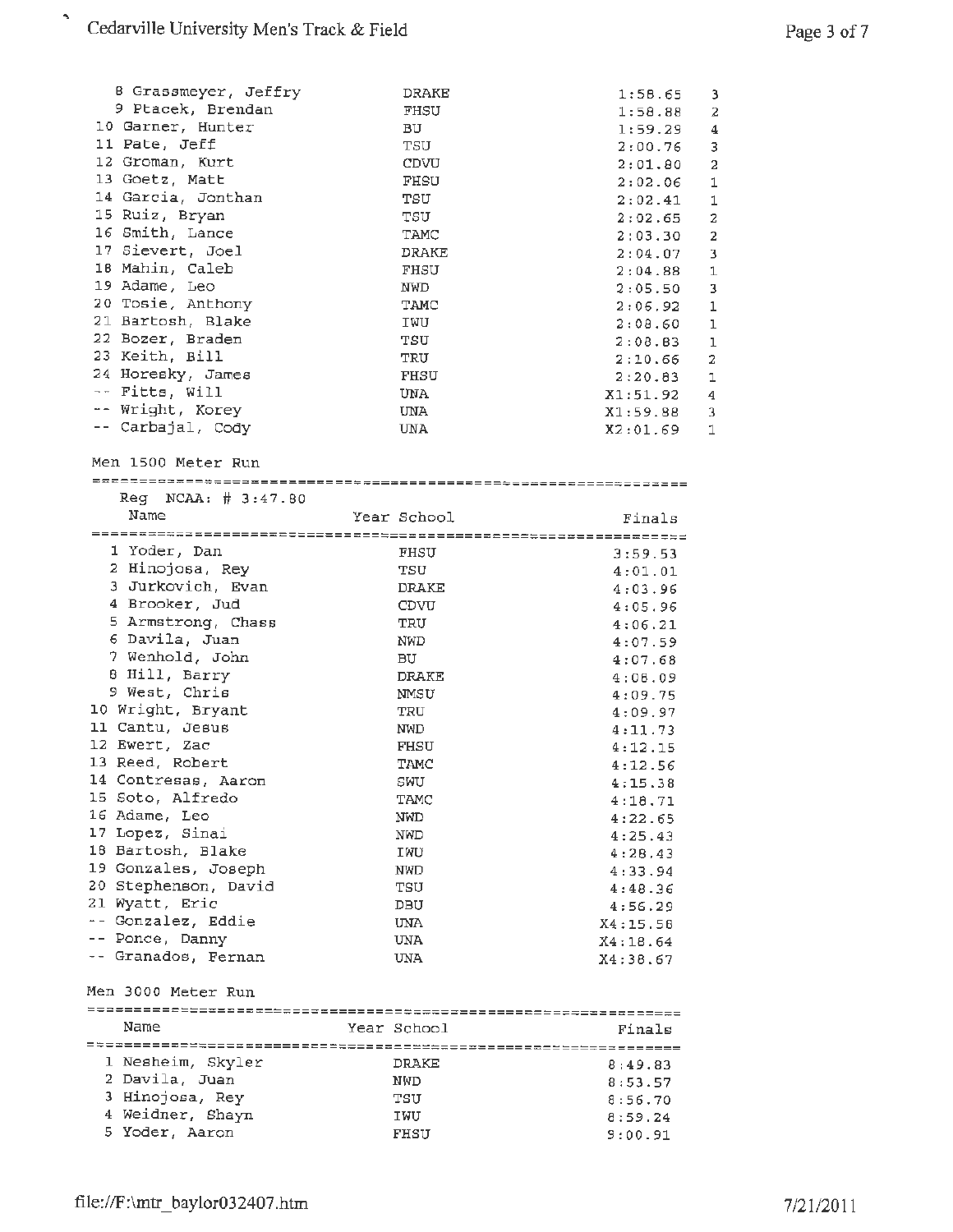| Place | Name | Year | School | Finals | Heat |
|---|---|---|---|---|---|
| 8 | Grassmeyer, Jeffry | | DRAKE | 1:58.65 | 3 |
| 9 | Ptacek, Brendan | | FHSU | 1:58.88 | 2 |
| 10 | Garner, Hunter | | BU | 1:59.29 | 4 |
| 11 | Pate, Jeff | | TSU | 2:00.76 | 3 |
| 12 | Groman, Kurt | | CDVU | 2:01.80 | 2 |
| 13 | Goetz, Matt | | FHSU | 2:02.06 | 1 |
| 14 | Garcia, Jonthan | | TSU | 2:02.41 | 1 |
| 15 | Ruiz, Bryan | | TSU | 2:02.65 | 2 |
| 16 | Smith, Lance | | TAMC | 2:03.30 | 2 |
| 17 | Sievert, Joel | | DRAKE | 2:04.07 | 3 |
| 18 | Mahin, Caleb | | FHSU | 2:04.88 | 1 |
| 19 | Adame, Leo | | NWD | 2:05.50 | 3 |
| 20 | Tosie, Anthony | | TAMC | 2:06.92 | 1 |
| 21 | Bartosh, Blake | | IWU | 2:08.60 | 1 |
| 22 | Bozer, Braden | | TSU | 2:08.83 | 1 |
| 23 | Keith, Bill | | TRU | 2:10.66 | 2 |
| 24 | Horesky, James | | FHSU | 2:20.83 | 1 |
| -- | Fitts, Will | | UNA | X1:51.92 | 4 |
| -- | Wright, Korey | | UNA | X1:59.88 | 3 |
| -- | Carbajal, Cody | | UNA | X2:01.69 | 1 |

## Men 1500 Meter Run

Reg NCAA: # 3:47.80

| Place | Name | Year | School | Finals |
|---|---|---|---|---|
| 1 | Yoder, Dan | | FHSU | 3:59.53 |
| 2 | Hinojosa, Rey | | TSU | 4:01.01 |
| 3 | Jurkovich, Evan | | DRAKE | 4:03.96 |
| 4 | Brooker, Jud | | CDVU | 4:05.96 |
| 5 | Armstrong, Chass | | TRU | 4:06.21 |
| 6 | Davila, Juan | | NWD | 4:07.59 |
| 7 | Wenhold, John | | BU | 4:07.68 |
| 8 | Hill, Barry | | DRAKE | 4:08.09 |
| 9 | West, Chris | | NMSU | 4:09.75 |
| 10 | Wright, Bryant | | TRU | 4:09.97 |
| 11 | Cantu, Jesus | | NWD | 4:11.73 |
| 12 | Ewert, Zac | | FHSU | 4:12.15 |
| 13 | Reed, Robert | | TAMC | 4:12.56 |
| 14 | Contresas, Aaron | | SWU | 4:15.38 |
| 15 | Soto, Alfredo | | TAMC | 4:18.71 |
| 16 | Adame, Leo | | NWD | 4:22.65 |
| 17 | Lopez, Sinai | | NWD | 4:25.43 |
| 18 | Bartosh, Blake | | IWU | 4:28.43 |
| 19 | Gonzales, Joseph | | NWD | 4:33.94 |
| 20 | Stephenson, David | | TSU | 4:48.36 |
| 21 | Wyatt, Eric | | DBU | 4:56.29 |
| -- | Gonzalez, Eddie | | UNA | X4:15.58 |
| -- | Ponce, Danny | | UNA | X4:18.64 |
| -- | Granados, Fernan | | UNA | X4:38.67 |

## Men 3000 Meter Run

| Place | Name | Year | School | Finals |
|---|---|---|---|---|
| 1 | Nesheim, Skyler | | DRAKE | 8:49.83 |
| 2 | Davila, Juan | | NWD | 8:53.57 |
| 3 | Hinojosa, Rey | | TSU | 8:56.70 |
| 4 | Weidner, Shayn | | IWU | 8:59.24 |
| 5 | Yoder, Aaron | | FHSU | 9:00.91 |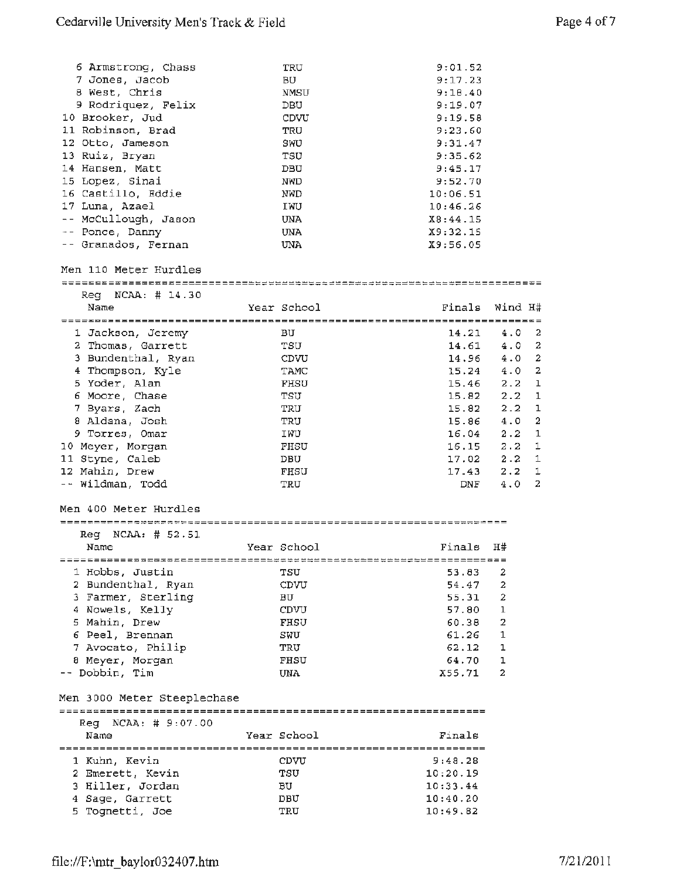| Place | Name | School | Finals |
|---|---|---|---|
| 6 | Armstrong, Chass | TRU | 9:01.52 |
| 7 | Jones, Jacob | BU | 9:17.23 |
| 8 | West, Chris | NMSU | 9:18.40 |
| 9 | Rodriquez, Felix | DBU | 9:19.07 |
| 10 | Brooker, Jud | CDVU | 9:19.58 |
| 11 | Robinson, Brad | TRU | 9:23.60 |
| 12 | Otto, Jameson | SWU | 9:31.47 |
| 13 | Ruiz, Bryan | TSU | 9:35.62 |
| 14 | Hansen, Matt | DBU | 9:45.17 |
| 15 | Lopez, Sinai | NWD | 9:52.70 |
| 16 | Castillo, Eddie | NWD | 10:06.51 |
| 17 | Luna, Azael | IWU | 10:46.26 |
| -- | McCullough, Jason | UNA | X8:44.15 |
| -- | Ponce, Danny | UNA | X9:32.15 |
| -- | Granados, Fernan | UNA | X9:56.05 |

## Men 110 Meter Hurdles

Reg NCAA: # 14.30

| Place | Name | Year | School | Finals | Wind | H# |
|---|---|---|---|---|---|---|
| 1 | Jackson, Jeremy | | BU | 14.21 | 4.0 | 2 |
| 2 | Thomas, Garrett | | TSU | 14.61 | 4.0 | 2 |
| 3 | Bundenthal, Ryan | | CDVU | 14.96 | 4.0 | 2 |
| 4 | Thompson, Kyle | | TAMC | 15.24 | 4.0 | 2 |
| 5 | Yoder, Alan | | FHSU | 15.46 | 2.2 | 1 |
| 6 | Moore, Chase | | TSU | 15.82 | 2.2 | 1 |
| 7 | Byars, Zach | | TRU | 15.82 | 2.2 | 1 |
| 8 | Aldana, Josh | | TRU | 15.86 | 4.0 | 2 |
| 9 | Torres, Omar | | IWU | 16.04 | 2.2 | 1 |
| 10 | Meyer, Morgan | | FHSU | 16.15 | 2.2 | 1 |
| 11 | Styne, Caleb | | DBU | 17.02 | 2.2 | 1 |
| 12 | Mahin, Drew | | FHSU | 17.43 | 2.2 | 1 |
| -- | Wildman, Todd | | TRU | DNF | 4.0 | 2 |

## Men 400 Meter Hurdles

Reg NCAA: # 52.51

| Place | Name | Year | School | Finals | H# |
|---|---|---|---|---|---|
| 1 | Hobbs, Justin | | TSU | 53.83 | 2 |
| 2 | Bundenthal, Ryan | | CDVU | 54.47 | 2 |
| 3 | Farmer, Sterling | | BU | 55.31 | 2 |
| 4 | Nowels, Kelly | | CDVU | 57.80 | 1 |
| 5 | Mahin, Drew | | FHSU | 60.38 | 2 |
| 6 | Peel, Brennan | | SWU | 61.26 | 1 |
| 7 | Avocato, Philip | | TRU | 62.12 | 1 |
| 8 | Meyer, Morgan | | FHSU | 64.70 | 1 |
| -- | Dobbin, Tim | | UNA | X55.71 | 2 |

## Men 3000 Meter Steeplechase

Reg NCAA: # 9:07.00

| Place | Name | Year | School | Finals |
|---|---|---|---|---|
| 1 | Kuhn, Kevin | | CDVU | 9:48.28 |
| 2 | Emerett, Kevin | | TSU | 10:20.19 |
| 3 | Hiller, Jordan | | BU | 10:33.44 |
| 4 | Sage, Garrett | | DBU | 10:40.20 |
| 5 | Tognetti, Joe | | TRU | 10:49.82 |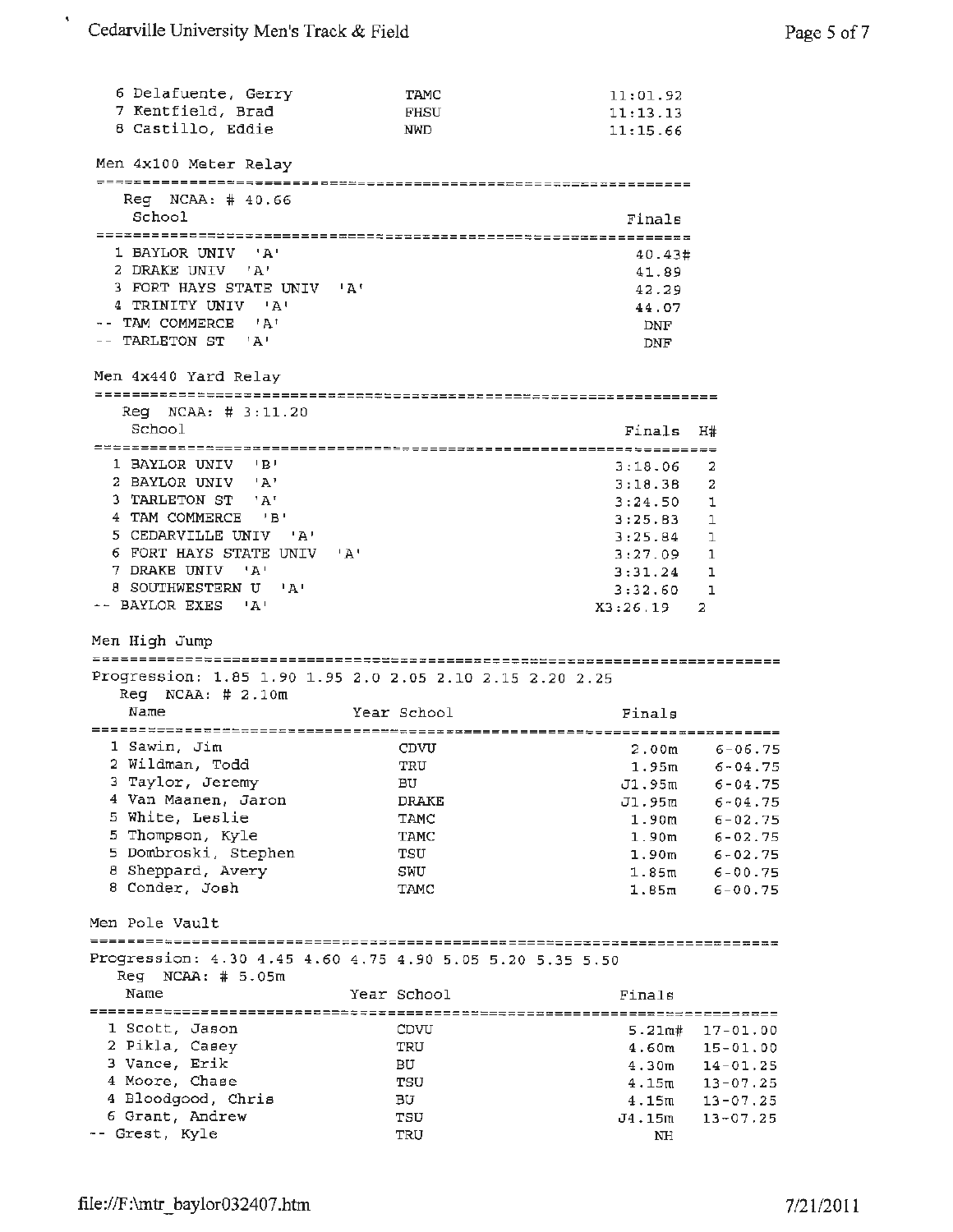| | Name | Year | School | Finals |
|---|---|---|---|---|
| 6 | Delafuente, Gerry | | TAMC | 11:01.92 |
| 7 | Kentfield, Brad | | FHSU | 11:13.13 |
| 8 | Castillo, Eddie | | NWD | 11:15.66 |

## Men 4x100 Meter Relay

Reg NCAA: # 40.66

| | School | Finals |
|---|---|---|
| 1 | BAYLOR UNIV 'A' | 40.43# |
| 2 | DRAKE UNIV 'A' | 41.89 |
| 3 | FORT HAYS STATE UNIV 'A' | 42.29 |
| 4 | TRINITY UNIV 'A' | 44.07 |
| -- | TAM COMMERCE 'A' | DNF |
| -- | TARLETON ST 'A' | DNF |

## Men 4x440 Yard Relay

Reg NCAA: # 3:11.20

| | School | Finals | H# |
|---|---|---|---|
| 1 | BAYLOR UNIV 'B' | 3:18.06 | 2 |
| 2 | BAYLOR UNIV 'A' | 3:18.38 | 2 |
| 3 | TARLETON ST 'A' | 3:24.50 | 1 |
| 4 | TAM COMMERCE 'B' | 3:25.83 | 1 |
| 5 | CEDARVILLE UNIV 'A' | 3:25.84 | 1 |
| 6 | FORT HAYS STATE UNIV 'A' | 3:27.09 | 1 |
| 7 | DRAKE UNIV 'A' | 3:31.24 | 1 |
| 8 | SOUTHWESTERN U 'A' | 3:32.60 | 1 |
| -- | BAYLOR EXES 'A' | X3:26.19 | 2 |

## Men High Jump

Progression: 1.85 1.90 1.95 2.0 2.05 2.10 2.15 2.20 2.25

Reg NCAA: # 2.10m

| | Name | Year | School | Finals | |
|---|---|---|---|---|---|
| 1 | Sawin, Jim | | CDVU | 2.00m | 6-06.75 |
| 2 | Wildman, Todd | | TRU | 1.95m | 6-04.75 |
| 3 | Taylor, Jeremy | | BU | J1.95m | 6-04.75 |
| 4 | Van Maanen, Jaron | | DRAKE | J1.95m | 6-04.75 |
| 5 | White, Leslie | | TAMC | 1.90m | 6-02.75 |
| 5 | Thompson, Kyle | | TAMC | 1.90m | 6-02.75 |
| 5 | Dombroski, Stephen | | TSU | 1.90m | 6-02.75 |
| 8 | Sheppard, Avery | | SWU | 1.85m | 6-00.75 |
| 8 | Conder, Josh | | TAMC | 1.85m | 6-00.75 |

## Men Pole Vault

Progression: 4.30 4.45 4.60 4.75 4.90 5.05 5.20 5.35 5.50

Reg NCAA: # 5.05m

| | Name | Year | School | Finals | |
|---|---|---|---|---|---|
| 1 | Scott, Jason | | CDVU | 5.21m# | 17-01.00 |
| 2 | Pikla, Casey | | TRU | 4.60m | 15-01.00 |
| 3 | Vance, Erik | | BU | 4.30m | 14-01.25 |
| 4 | Moore, Chase | | TSU | 4.15m | 13-07.25 |
| 4 | Bloodgood, Chris | | BU | 4.15m | 13-07.25 |
| 6 | Grant, Andrew | | TSU | J4.15m | 13-07.25 |
| -- | Grest, Kyle | | TRU | NH | |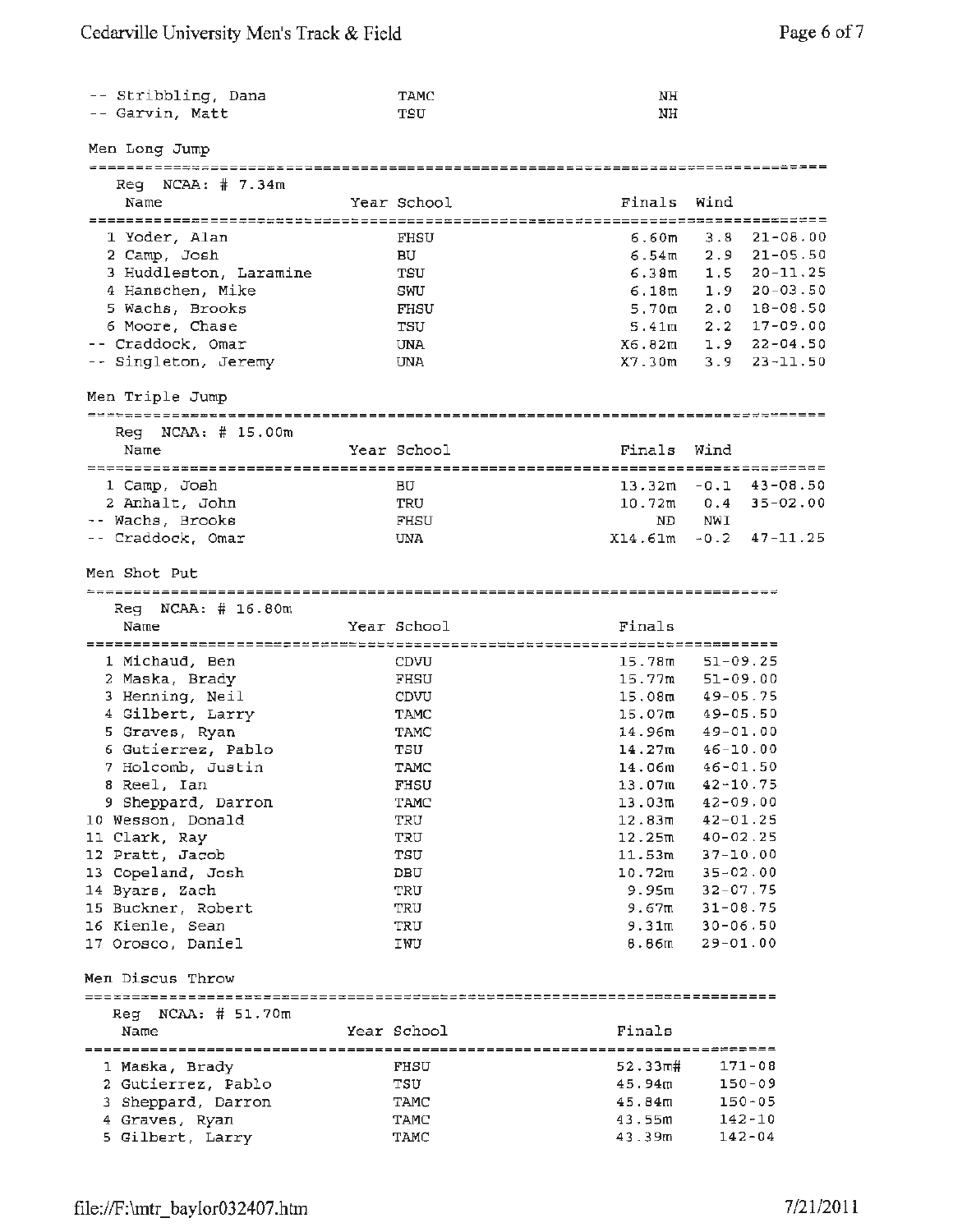| Place | Name | Year | School | Finals |
|---|---|---|---|---|
| -- | Stribbling, Dana | | TAMC | NH |
| -- | Garvin, Matt | | TSU | NH |

## Men Long Jump

Reg NCAA: # 7.34m

| Place | Name | Year | School | Finals | Wind | |
|---|---|---|---|---|---|---|
| 1 | Yoder, Alan | | FHSU | 6.60m | 3.8 | 21-08.00 |
| 2 | Camp, Josh | | BU | 6.54m | 2.9 | 21-05.50 |
| 3 | Huddleston, Laramine | | TSU | 6.38m | 1.5 | 20-11.25 |
| 4 | Hanschen, Mike | | SWU | 6.18m | 1.9 | 20-03.50 |
| 5 | Wachs, Brooks | | FHSU | 5.70m | 2.0 | 18-08.50 |
| 6 | Moore, Chase | | TSU | 5.41m | 2.2 | 17-09.00 |
| -- | Craddock, Omar | | UNA | X6.82m | 1.9 | 22-04.50 |
| -- | Singleton, Jeremy | | UNA | X7.30m | 3.9 | 23-11.50 |

## Men Triple Jump

Reg NCAA: # 15.00m

| Place | Name | Year | School | Finals | Wind | |
|---|---|---|---|---|---|---|
| 1 | Camp, Josh | | BU | 13.32m | -0.1 | 43-08.50 |
| 2 | Anhalt, John | | TRU | 10.72m | 0.4 | 35-02.00 |
| -- | Wachs, Brooks | | FHSU | ND | NWI | |
| -- | Craddock, Omar | | UNA | X14.61m | -0.2 | 47-11.25 |

## Men Shot Put

Reg NCAA: # 16.80m

| Place | Name | Year | School | Finals | |
|---|---|---|---|---|---|
| 1 | Michaud, Ben | | CDVU | 15.78m | 51-09.25 |
| 2 | Maska, Brady | | FHSU | 15.77m | 51-09.00 |
| 3 | Henning, Neil | | CDVU | 15.08m | 49-05.75 |
| 4 | Gilbert, Larry | | TAMC | 15.07m | 49-05.50 |
| 5 | Graves, Ryan | | TAMC | 14.96m | 49-01.00 |
| 6 | Gutierrez, Pablo | | TSU | 14.27m | 46-10.00 |
| 7 | Holcomb, Justin | | TAMC | 14.06m | 46-01.50 |
| 8 | Reel, Ian | | FHSU | 13.07m | 42-10.75 |
| 9 | Sheppard, Darron | | TAMC | 13.03m | 42-09.00 |
| 10 | Wesson, Donald | | TRU | 12.83m | 42-01.25 |
| 11 | Clark, Ray | | TRU | 12.25m | 40-02.25 |
| 12 | Pratt, Jacob | | TSU | 11.53m | 37-10.00 |
| 13 | Copeland, Josh | | DBU | 10.72m | 35-02.00 |
| 14 | Byars, Zach | | TRU | 9.95m | 32-07.75 |
| 15 | Buckner, Robert | | TRU | 9.67m | 31-08.75 |
| 16 | Kienle, Sean | | TRU | 9.31m | 30-06.50 |
| 17 | Orosco, Daniel | | IWU | 8.86m | 29-01.00 |

## Men Discus Throw

Reg NCAA: # 51.70m

| Place | Name | Year | School | Finals | |
|---|---|---|---|---|---|
| 1 | Maska, Brady | | FHSU | 52.33m# | 171-08 |
| 2 | Gutierrez, Pablo | | TSU | 45.94m | 150-09 |
| 3 | Sheppard, Darron | | TAMC | 45.84m | 150-05 |
| 4 | Graves, Ryan | | TAMC | 43.55m | 142-10 |
| 5 | Gilbert, Larry | | TAMC | 43.39m | 142-04 |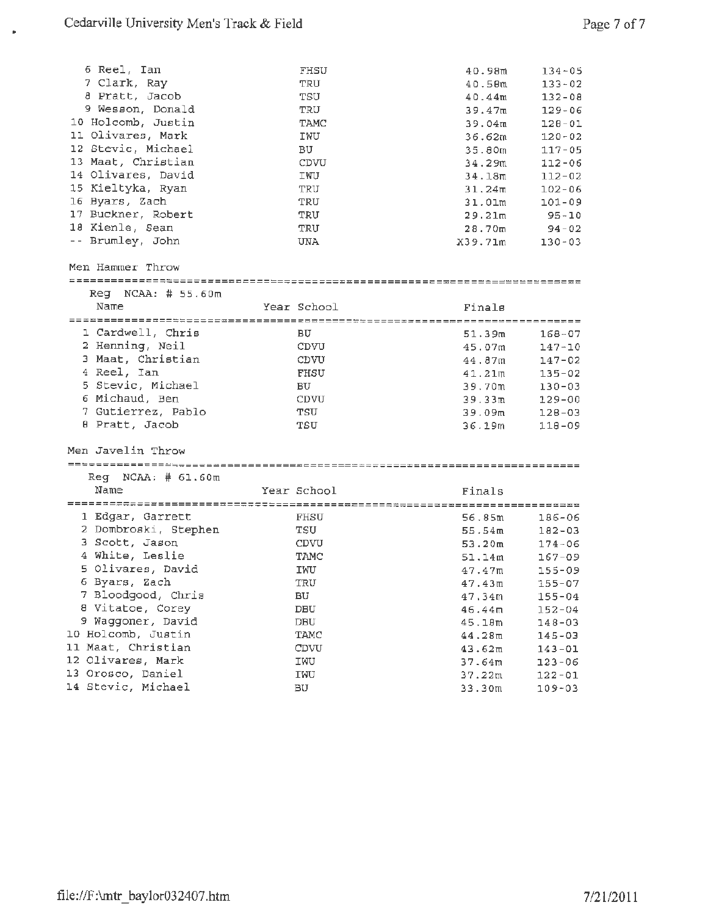| | | | | |
|---|---|---|---|---|
| 6 | Reel, Ian | FHSU | 40.98m | 134-05 |
| 7 | Clark, Ray | TRU | 40.58m | 133-02 |
| 8 | Pratt, Jacob | TSU | 40.44m | 132-08 |
| 9 | Wesson, Donald | TRU | 39.47m | 129-06 |
| 10 | Holcomb, Justin | TAMC | 39.04m | 128-01 |
| 11 | Olivares, Mark | IWU | 36.62m | 120-02 |
| 12 | Stevic, Michael | BU | 35.80m | 117-05 |
| 13 | Maat, Christian | CDVU | 34.29m | 112-06 |
| 14 | Olivares, David | IWU | 34.18m | 112-02 |
| 15 | Kieltyka, Ryan | TRU | 31.24m | 102-06 |
| 16 | Byars, Zach | TRU | 31.01m | 101-09 |
| 17 | Buckner, Robert | TRU | 29.21m | 95-10 |
| 18 | Kienle, Sean | TRU | 28.70m | 94-02 |
| -- | Brumley, John | UNA | X39.71m | 130-03 |

## Men Hammer Throw

Reg NCAA: # 55.60m

| | Name | Year School | Finals | |
|---|---|---|---|---|
| 1 | Cardwell, Chris | BU | 51.39m | 168-07 |
| 2 | Henning, Neil | CDVU | 45.07m | 147-10 |
| 3 | Maat, Christian | CDVU | 44.87m | 147-02 |
| 4 | Reel, Ian | FHSU | 41.21m | 135-02 |
| 5 | Stevic, Michael | BU | 39.70m | 130-03 |
| 6 | Michaud, Ben | CDVU | 39.33m | 129-00 |
| 7 | Gutierrez, Pablo | TSU | 39.09m | 128-03 |
| 8 | Pratt, Jacob | TSU | 36.19m | 118-09 |

## Men Javelin Throw

Reg NCAA: # 61.60m

| | Name | Year School | Finals | |
|---|---|---|---|---|
| 1 | Edgar, Garrett | FHSU | 56.85m | 186-06 |
| 2 | Dombroski, Stephen | TSU | 55.54m | 182-03 |
| 3 | Scott, Jason | CDVU | 53.20m | 174-06 |
| 4 | White, Leslie | TAMC | 51.14m | 167-09 |
| 5 | Olivares, David | IWU | 47.47m | 155-09 |
| 6 | Byars, Zach | TRU | 47.43m | 155-07 |
| 7 | Bloodgood, Chris | BU | 47.34m | 155-04 |
| 8 | Vitatoe, Corey | DBU | 46.44m | 152-04 |
| 9 | Waggoner, David | DBU | 45.18m | 148-03 |
| 10 | Holcomb, Justin | TAMC | 44.28m | 145-03 |
| 11 | Maat, Christian | CDVU | 43.62m | 143-01 |
| 12 | Olivares, Mark | IWU | 37.64m | 123-06 |
| 13 | Orosco, Daniel | IWU | 37.22m | 122-01 |
| 14 | Stevic, Michael | BU | 33.30m | 109-03 |